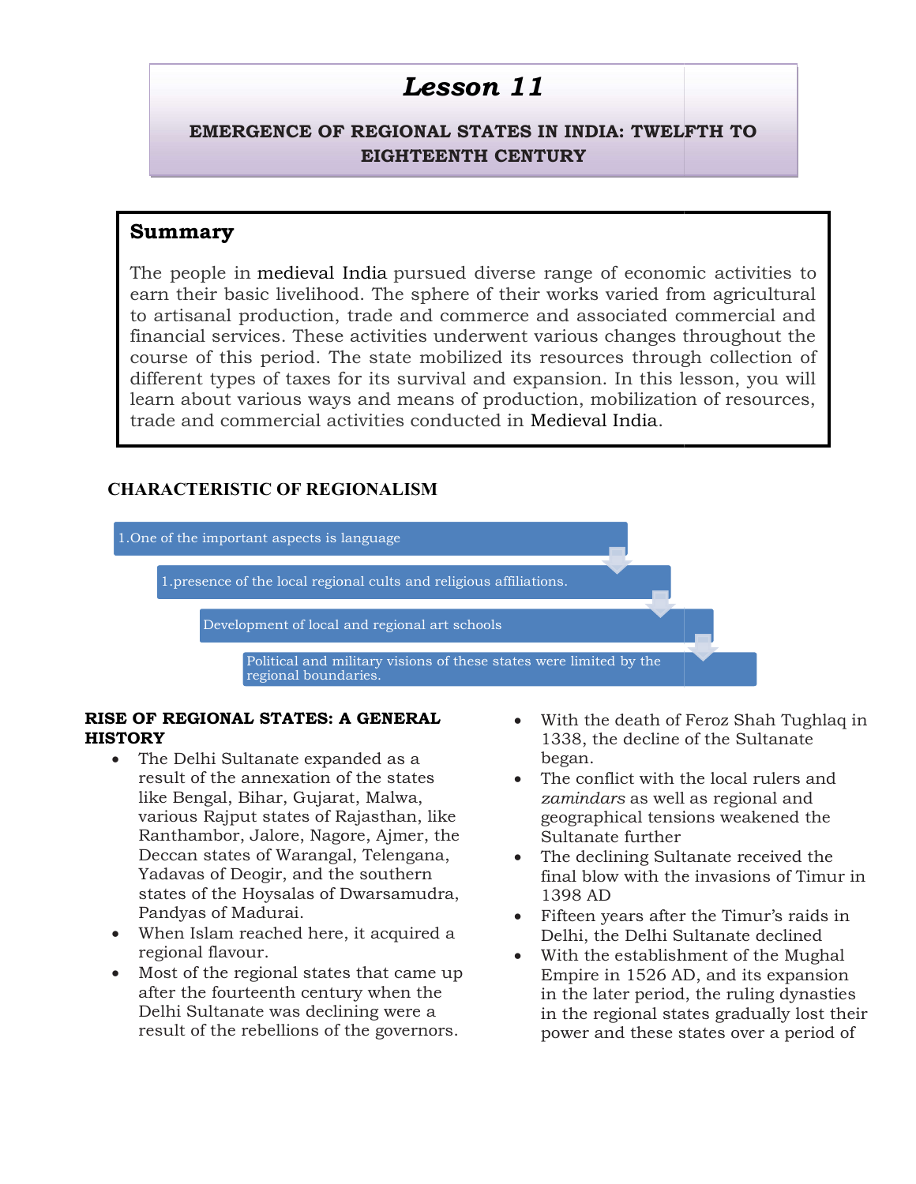# Lesson 11

## EMERGENCE OF REGIONAL STATES IN INDIA: TWELFTH TO EIGHTEENTH CENTURY

## Summary

The people in medieval India pursued diverse range of economic activities to earn their basic livelihood. The sphere of their works varied from agricultural to artisanal production, trade and commerce and associated commercial and financial services. These activities underwent various changes throughout the course of this period. The state mobilized its resources through collection of different types of taxes for its survival and expansion. In this lesson, you will learn about various ways and means of production, mobilization of resources, trade and commercial activities conducted in Medieval India.

### CHARACTERISTIC OF REGIONALISM

1.One of the important aspects is language

1.presence of the local regional cults and religious affiliations.

Development of local and regional art schools

Political and military visions of these states were limited by the regional boundaries.

### RISE OF REGIONAL STATES: A GENERAL HISTORY

- The Delhi Sultanate expanded as a result of the annexation of the states like Bengal, Bihar, Gujarat, Malwa, various Rajput states of Rajasthan, like Ranthambor, Jalore, Nagore, Ajmer, the Deccan states of Warangal, Telengana, Yadavas of Deogir, and the southern states of the Hoysalas of Dwarsamudra, Pandyas of Madurai.
- When Islam reached here, it acquired a regional flavour.
- Most of the regional states that came up after the fourteenth century when the Delhi Sultanate was declining were a result of the rebellions of the governors.
- With the death of Feroz Shah Tughlaq in 1338, the decline of the Sultanate began.
- The conflict with the local rulers and *zamindars* as well as regional and geographical tensions weakened the Sultanate further
- The declining Sultanate received the final blow with the invasions of Timur in 1398 AD
- Fifteen years after the Timur's raids in Delhi, the Delhi Sultanate declined
- With the establishment of the Mughal Empire in 1526 AD, and its expansion in the later period, the ruling dynasties in the regional states gradually lost their power and these states over a period of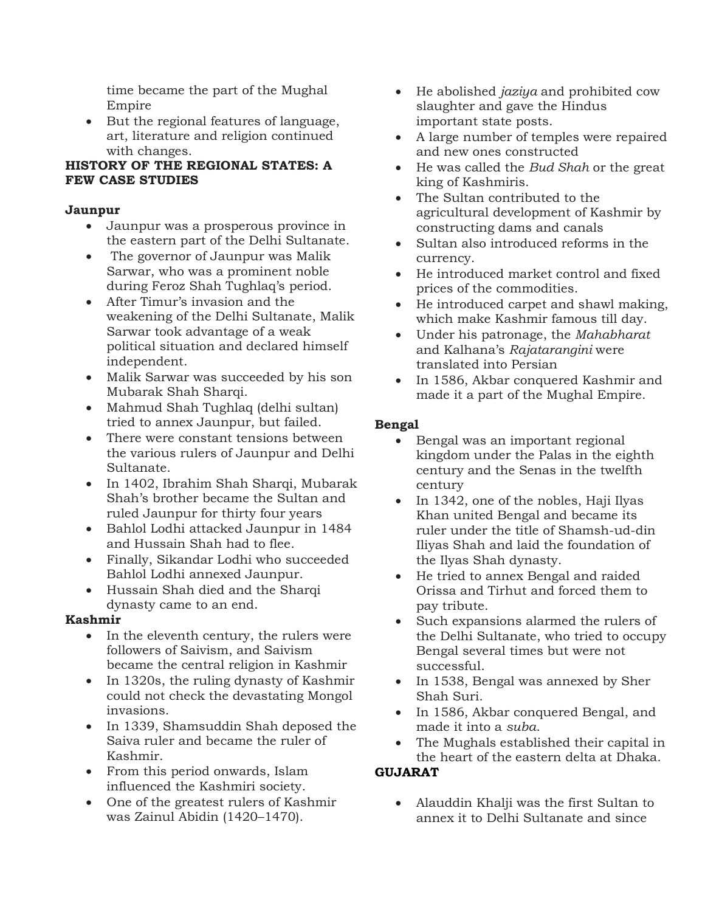time became the part of the Mughal Empire
- But the regional features of language, art, literature and religion continued with changes.

**HISTORY OF THE REGIONAL STATES: A FEW CASE STUDIES**

**Jaunpur**

- Jaunpur was a prosperous province in the eastern part of the Delhi Sultanate.
- The governor of Jaunpur was Malik Sarwar, who was a prominent noble during Feroz Shah Tughlaq's period.
- After Timur's invasion and the weakening of the Delhi Sultanate, Malik Sarwar took advantage of a weak political situation and declared himself independent.
- Malik Sarwar was succeeded by his son Mubarak Shah Sharqi.
- Mahmud Shah Tughlaq (delhi sultan) tried to annex Jaunpur, but failed.
- There were constant tensions between the various rulers of Jaunpur and Delhi Sultanate.
- In 1402, Ibrahim Shah Sharqi, Mubarak Shah's brother became the Sultan and ruled Jaunpur for thirty four years
- Bahlol Lodhi attacked Jaunpur in 1484 and Hussain Shah had to flee.
- Finally, Sikandar Lodhi who succeeded Bahlol Lodhi annexed Jaunpur.
- Hussain Shah died and the Sharqi dynasty came to an end.

**Kashmir**

- In the eleventh century, the rulers were followers of Saivism, and Saivism became the central religion in Kashmir
- In 1320s, the ruling dynasty of Kashmir could not check the devastating Mongol invasions.
- In 1339, Shamsuddin Shah deposed the Saiva ruler and became the ruler of Kashmir.
- From this period onwards, Islam influenced the Kashmiri society.
- One of the greatest rulers of Kashmir was Zainul Abidin (1420–1470).
- He abolished *jaziya* and prohibited cow slaughter and gave the Hindus important state posts.
- A large number of temples were repaired and new ones constructed
- He was called the *Bud Shah* or the great king of Kashmiris.
- The Sultan contributed to the agricultural development of Kashmir by constructing dams and canals
- Sultan also introduced reforms in the currency.
- He introduced market control and fixed prices of the commodities.
- He introduced carpet and shawl making, which make Kashmir famous till day.
- Under his patronage, the *Mahabharat* and Kalhana's *Rajatarangini* were translated into Persian
- In 1586, Akbar conquered Kashmir and made it a part of the Mughal Empire.

**Bengal**

- Bengal was an important regional kingdom under the Palas in the eighth century and the Senas in the twelfth century
- In 1342, one of the nobles, Haji Ilyas Khan united Bengal and became its ruler under the title of Shamsh-ud-din Iliyas Shah and laid the foundation of the Ilyas Shah dynasty.
- He tried to annex Bengal and raided Orissa and Tirhut and forced them to pay tribute.
- Such expansions alarmed the rulers of the Delhi Sultanate, who tried to occupy Bengal several times but were not successful.
- In 1538, Bengal was annexed by Sher Shah Suri.
- In 1586, Akbar conquered Bengal, and made it into a *suba*.
- The Mughals established their capital in the heart of the eastern delta at Dhaka.

**GUJARAT**

- Alauddin Khalji was the first Sultan to annex it to Delhi Sultanate and since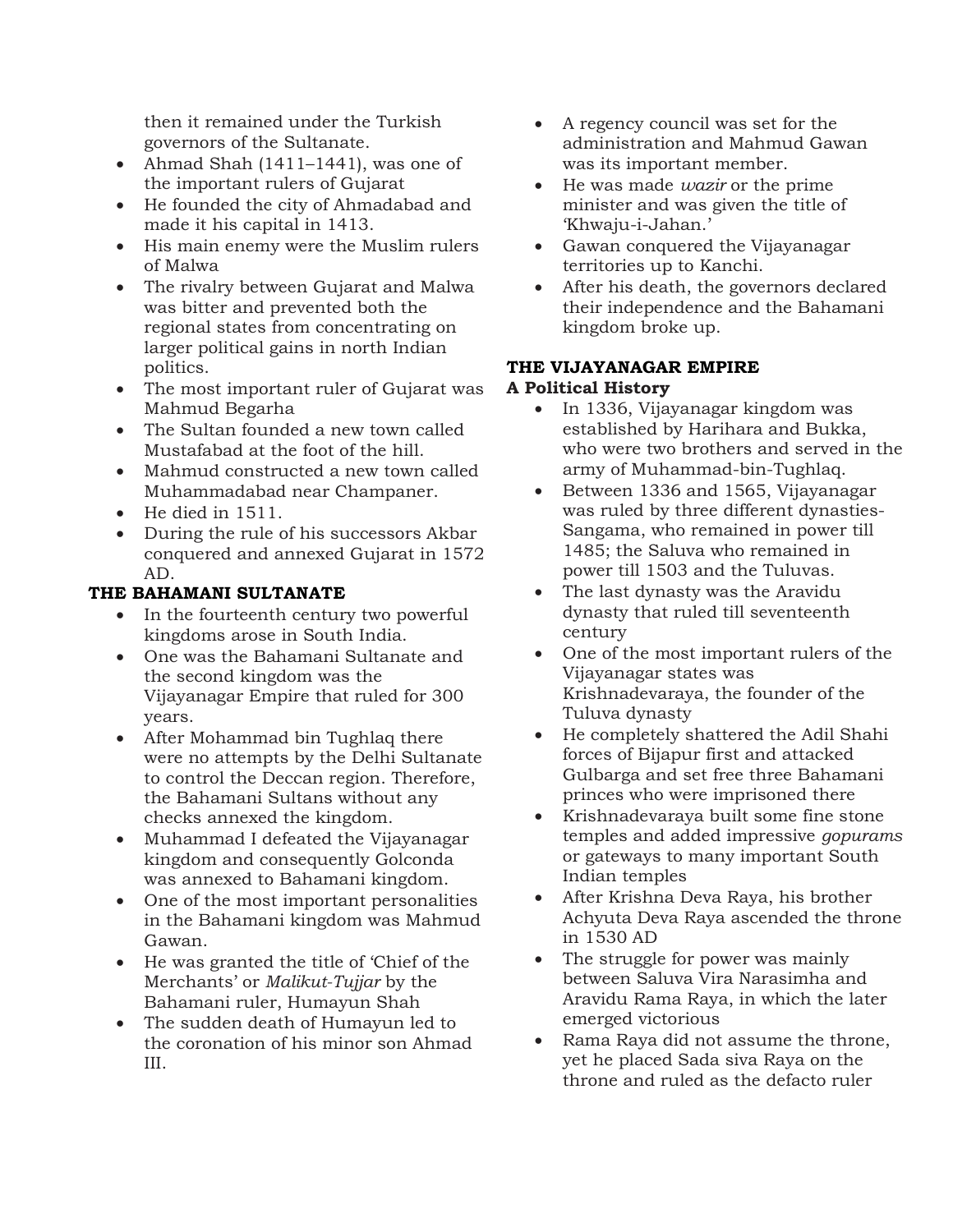then it remained under the Turkish governors of the Sultanate.

- Ahmad Shah (1411–1441), was one of the important rulers of Gujarat
- He founded the city of Ahmadabad and made it his capital in 1413.
- His main enemy were the Muslim rulers of Malwa
- The rivalry between Gujarat and Malwa was bitter and prevented both the regional states from concentrating on larger political gains in north Indian politics.
- The most important ruler of Gujarat was Mahmud Begarha
- The Sultan founded a new town called Mustafabad at the foot of the hill.
- Mahmud constructed a new town called Muhammadabad near Champaner.
- He died in 1511.
- During the rule of his successors Akbar conquered and annexed Gujarat in 1572 AD.

**THE BAHAMANI SULTANATE**

- In the fourteenth century two powerful kingdoms arose in South India.
- One was the Bahamani Sultanate and the second kingdom was the Vijayanagar Empire that ruled for 300 years.
- After Mohammad bin Tughlaq there were no attempts by the Delhi Sultanate to control the Deccan region. Therefore, the Bahamani Sultans without any checks annexed the kingdom.
- Muhammad I defeated the Vijayanagar kingdom and consequently Golconda was annexed to Bahamani kingdom.
- One of the most important personalities in the Bahamani kingdom was Mahmud Gawan.
- He was granted the title of 'Chief of the Merchants' or *Malikut-Tujjar* by the Bahamani ruler, Humayun Shah
- The sudden death of Humayun led to the coronation of his minor son Ahmad III.
- A regency council was set for the administration and Mahmud Gawan was its important member.
- He was made *wazir* or the prime minister and was given the title of 'Khwaju-i-Jahan.'
- Gawan conquered the Vijayanagar territories up to Kanchi.
- After his death, the governors declared their independence and the Bahamani kingdom broke up.

**THE VIJAYANAGAR EMPIRE**

**A Political History**

- In 1336, Vijayanagar kingdom was established by Harihara and Bukka, who were two brothers and served in the army of Muhammad-bin-Tughlaq.
- Between 1336 and 1565, Vijayanagar was ruled by three different dynasties-Sangama, who remained in power till 1485; the Saluva who remained in power till 1503 and the Tuluvas.
- The last dynasty was the Aravidu dynasty that ruled till seventeenth century
- One of the most important rulers of the Vijayanagar states was Krishnadevaraya, the founder of the Tuluva dynasty
- He completely shattered the Adil Shahi forces of Bijapur first and attacked Gulbarga and set free three Bahamani princes who were imprisoned there
- Krishnadevaraya built some fine stone temples and added impressive *gopurams* or gateways to many important South Indian temples
- After Krishna Deva Raya, his brother Achyuta Deva Raya ascended the throne in 1530 AD
- The struggle for power was mainly between Saluva Vira Narasimha and Aravidu Rama Raya, in which the later emerged victorious
- Rama Raya did not assume the throne, yet he placed Sada siva Raya on the throne and ruled as the defacto ruler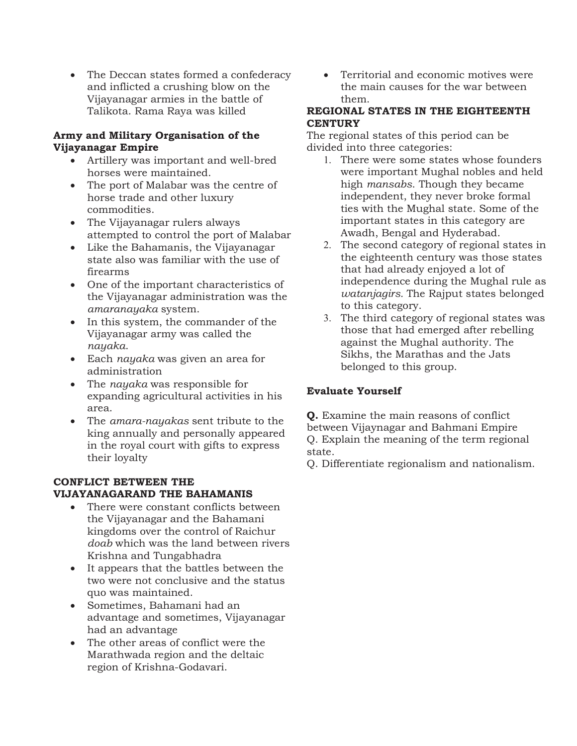- The Deccan states formed a confederacy and inflicted a crushing blow on the Vijayanagar armies in the battle of Talikota. Rama Raya was killed

**Army and Military Organisation of the Vijayanagar Empire**

- Artillery was important and well-bred horses were maintained.
- The port of Malabar was the centre of horse trade and other luxury commodities.
- The Vijayanagar rulers always attempted to control the port of Malabar
- Like the Bahamanis, the Vijayanagar state also was familiar with the use of firearms
- One of the important characteristics of the Vijayanagar administration was the *amaranayaka* system.
- In this system, the commander of the Vijayanagar army was called the *nayaka*.
- Each *nayaka* was given an area for administration
- The *nayaka* was responsible for expanding agricultural activities in his area.
- The *amara-nayakas* sent tribute to the king annually and personally appeared in the royal court with gifts to express their loyalty

**CONFLICT BETWEEN THE VIJAYANAGARAND THE BAHAMANIS**

- There were constant conflicts between the Vijayanagar and the Bahamani kingdoms over the control of Raichur *doab* which was the land between rivers Krishna and Tungabhadra
- It appears that the battles between the two were not conclusive and the status quo was maintained.
- Sometimes, Bahamani had an advantage and sometimes, Vijayanagar had an advantage
- The other areas of conflict were the Marathwada region and the deltaic region of Krishna-Godavari.
- Territorial and economic motives were the main causes for the war between them.

**REGIONAL STATES IN THE EIGHTEENTH CENTURY**

The regional states of this period can be divided into three categories:

1. There were some states whose founders were important Mughal nobles and held high *mansabs*. Though they became independent, they never broke formal ties with the Mughal state. Some of the important states in this category are Awadh, Bengal and Hyderabad.
2. The second category of regional states in the eighteenth century was those states that had already enjoyed a lot of independence during the Mughal rule as *watanjagirs*. The Rajput states belonged to this category.
3. The third category of regional states was those that had emerged after rebelling against the Mughal authority. The Sikhs, the Marathas and the Jats belonged to this group.

**Evaluate Yourself**

**Q.** Examine the main reasons of conflict between Vijaynagar and Bahmani Empire
Q. Explain the meaning of the term regional state.
Q. Differentiate regionalism and nationalism.